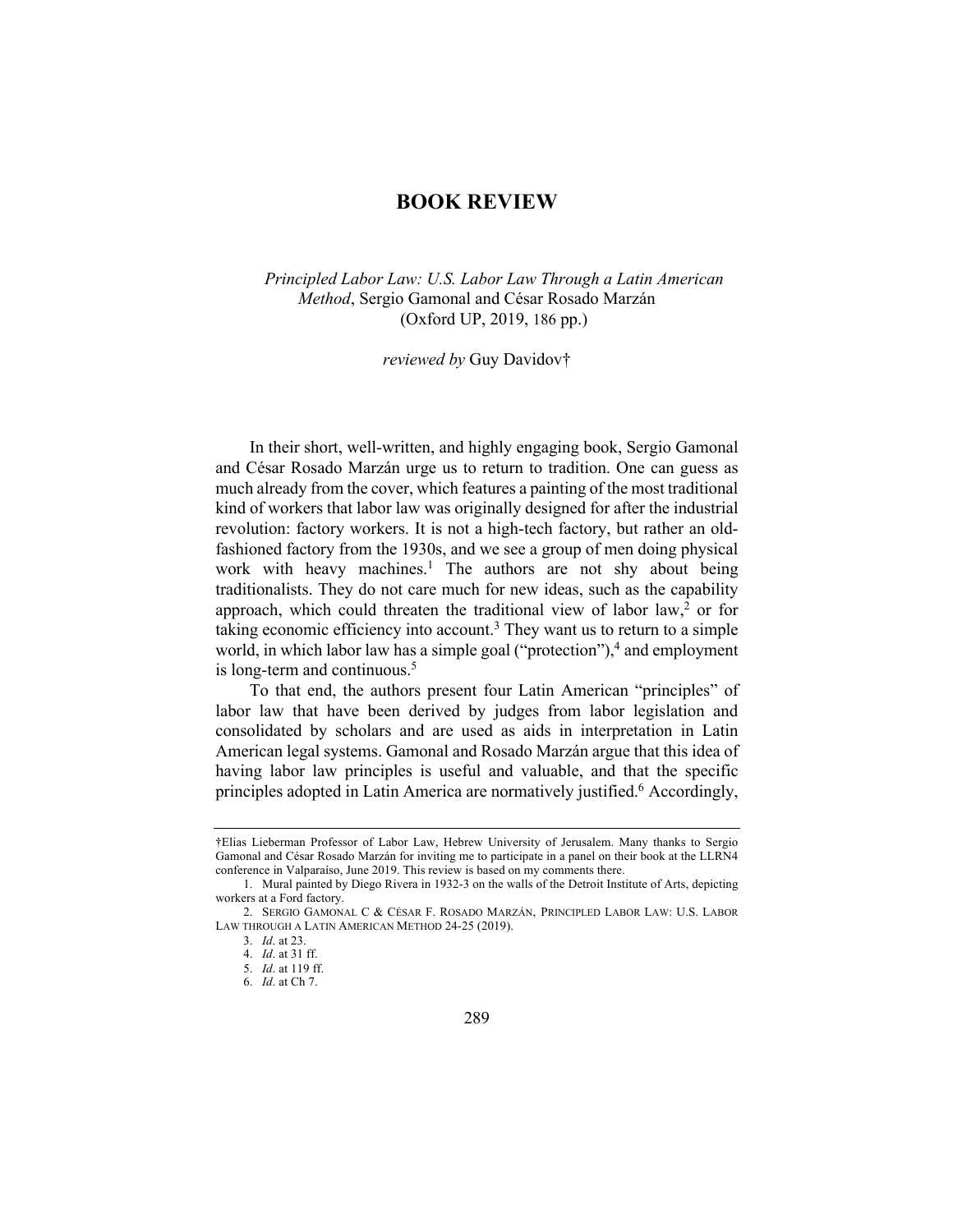# BOOK REVIEW

*Principled Labor Law: U.S. Labor Law Through a Latin American Method*, Sergio Gamonal and César Rosado Marzán (Oxford UP, 2019, 186 pp.)

*reviewed by* Guy Davidov†

In their short, well-written, and highly engaging book, Sergio Gamonal and César Rosado Marzán urge us to return to tradition. One can guess as much already from the cover, which features a painting of the most traditional kind of workers that labor law was originally designed for after the industrial revolution: factory workers. It is not a high-tech factory, but rather an old-fashioned factory from the 1930s, and we see a group of men doing physical work with heavy machines.[1] The authors are not shy about being traditionalists. They do not care much for new ideas, such as the capability approach, which could threaten the traditional view of labor law,[2] or for taking economic efficiency into account.[3] They want us to return to a simple world, in which labor law has a simple goal ("protection"),[4] and employment is long-term and continuous.[5]

To that end, the authors present four Latin American "principles" of labor law that have been derived by judges from labor legislation and consolidated by scholars and are used as aids in interpretation in Latin American legal systems. Gamonal and Rosado Marzán argue that this idea of having labor law principles is useful and valuable, and that the specific principles adopted in Latin America are normatively justified.[6] Accordingly,

---

†Elias Lieberman Professor of Labor Law, Hebrew University of Jerusalem. Many thanks to Sergio Gamonal and César Rosado Marzán for inviting me to participate in a panel on their book at the LLRN4 conference in Valparaíso, June 2019. This review is based on my comments there.

1. Mural painted by Diego Rivera in 1932-3 on the walls of the Detroit Institute of Arts, depicting workers at a Ford factory.

2. SERGIO GAMONAL C & CÉSAR F. ROSADO MARZÁN, PRINCIPLED LABOR LAW: U.S. LABOR LAW THROUGH A LATIN AMERICAN METHOD 24-25 (2019).

3. *Id*. at 23.

4. *Id*. at 31 ff.

5. *Id*. at 119 ff.

6. *Id*. at Ch 7.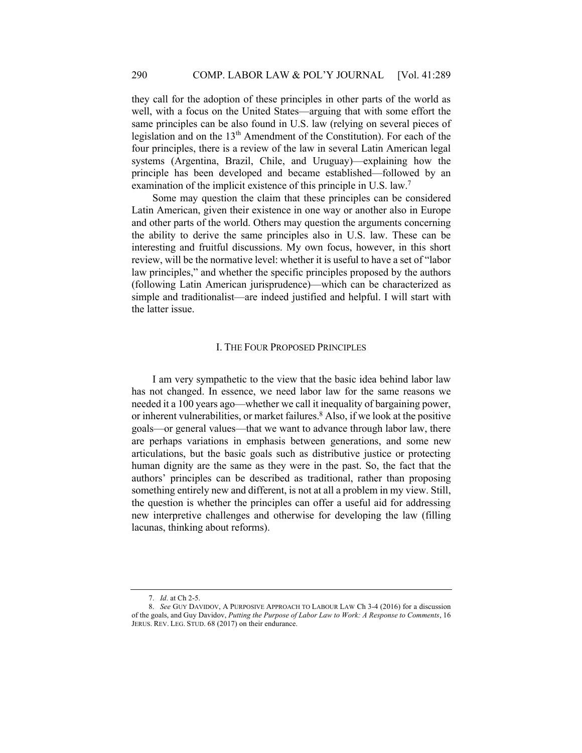they call for the adoption of these principles in other parts of the world as well, with a focus on the United States—arguing that with some effort the same principles can be also found in U.S. law (relying on several pieces of legislation and on the 13th Amendment of the Constitution). For each of the four principles, there is a review of the law in several Latin American legal systems (Argentina, Brazil, Chile, and Uruguay)—explaining how the principle has been developed and became established—followed by an examination of the implicit existence of this principle in U.S. law.[7]

Some may question the claim that these principles can be considered Latin American, given their existence in one way or another also in Europe and other parts of the world. Others may question the arguments concerning the ability to derive the same principles also in U.S. law. These can be interesting and fruitful discussions. My own focus, however, in this short review, will be the normative level: whether it is useful to have a set of "labor law principles," and whether the specific principles proposed by the authors (following Latin American jurisprudence)—which can be characterized as simple and traditionalist—are indeed justified and helpful. I will start with the latter issue.

## I. The Four Proposed Principles

I am very sympathetic to the view that the basic idea behind labor law has not changed. In essence, we need labor law for the same reasons we needed it a 100 years ago—whether we call it inequality of bargaining power, or inherent vulnerabilities, or market failures.[8] Also, if we look at the positive goals—or general values—that we want to advance through labor law, there are perhaps variations in emphasis between generations, and some new articulations, but the basic goals such as distributive justice or protecting human dignity are the same as they were in the past. So, the fact that the authors' principles can be described as traditional, rather than proposing something entirely new and different, is not at all a problem in my view. Still, the question is whether the principles can offer a useful aid for addressing new interpretive challenges and otherwise for developing the law (filling lacunas, thinking about reforms).

---

7. *Id*. at Ch 2-5.

8. *See* GUY DAVIDOV, A PURPOSIVE APPROACH TO LABOUR LAW Ch 3-4 (2016) for a discussion of the goals, and Guy Davidov, *Putting the Purpose of Labor Law to Work: A Response to Comments*, 16 JERUS. REV. LEG. STUD. 68 (2017) on their endurance.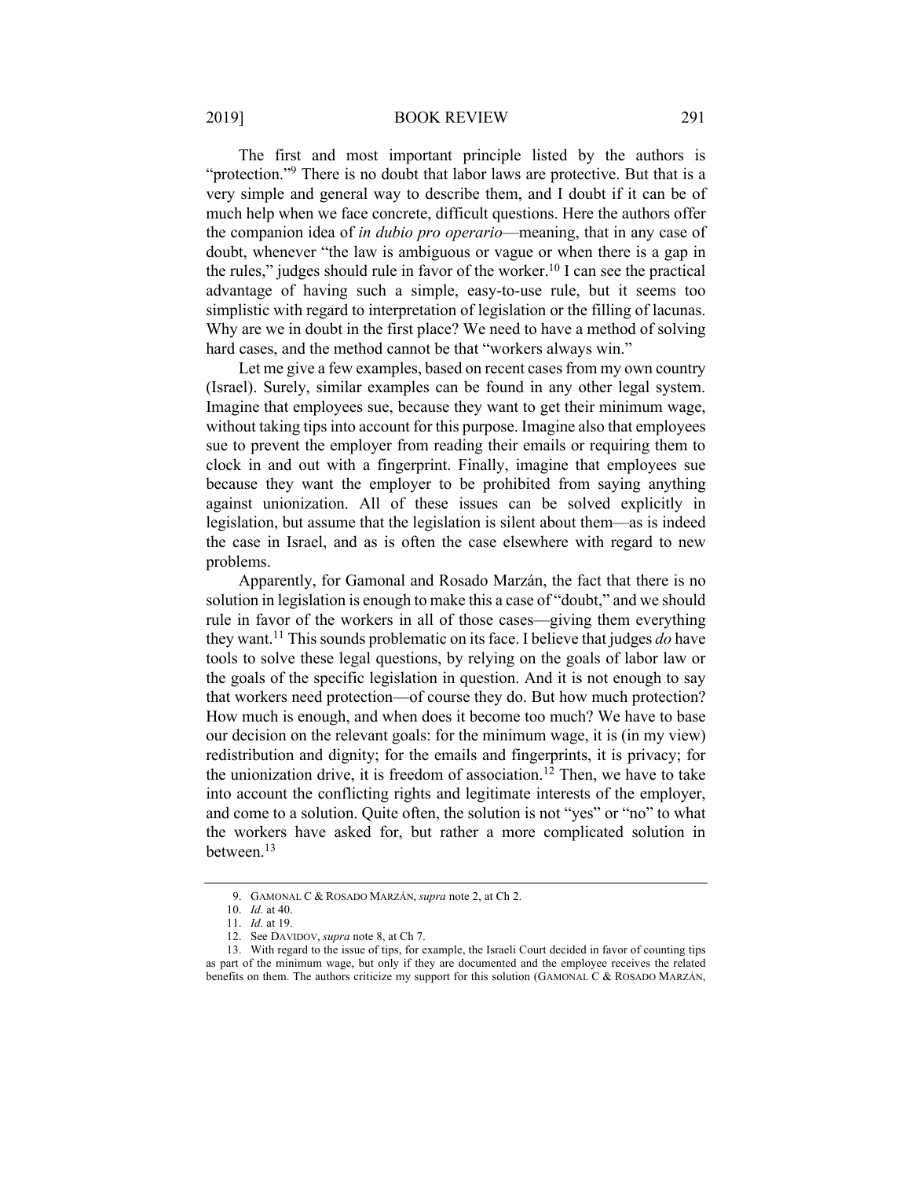The first and most important principle listed by the authors is "protection."[9] There is no doubt that labor laws are protective. But that is a very simple and general way to describe them, and I doubt if it can be of much help when we face concrete, difficult questions. Here the authors offer the companion idea of *in dubio pro operario*—meaning, that in any case of doubt, whenever "the law is ambiguous or vague or when there is a gap in the rules," judges should rule in favor of the worker.[10] I can see the practical advantage of having such a simple, easy-to-use rule, but it seems too simplistic with regard to interpretation of legislation or the filling of lacunas. Why are we in doubt in the first place? We need to have a method of solving hard cases, and the method cannot be that "workers always win."

Let me give a few examples, based on recent cases from my own country (Israel). Surely, similar examples can be found in any other legal system. Imagine that employees sue, because they want to get their minimum wage, without taking tips into account for this purpose. Imagine also that employees sue to prevent the employer from reading their emails or requiring them to clock in and out with a fingerprint. Finally, imagine that employees sue because they want the employer to be prohibited from saying anything against unionization. All of these issues can be solved explicitly in legislation, but assume that the legislation is silent about them—as is indeed the case in Israel, and as is often the case elsewhere with regard to new problems.

Apparently, for Gamonal and Rosado Marzán, the fact that there is no solution in legislation is enough to make this a case of "doubt," and we should rule in favor of the workers in all of those cases—giving them everything they want.[11] This sounds problematic on its face. I believe that judges *do* have tools to solve these legal questions, by relying on the goals of labor law or the goals of the specific legislation in question. And it is not enough to say that workers need protection—of course they do. But how much protection? How much is enough, and when does it become too much? We have to base our decision on the relevant goals: for the minimum wage, it is (in my view) redistribution and dignity; for the emails and fingerprints, it is privacy; for the unionization drive, it is freedom of association.[12] Then, we have to take into account the conflicting rights and legitimate interests of the employer, and come to a solution. Quite often, the solution is not "yes" or "no" to what the workers have asked for, but rather a more complicated solution in between.[13]

---

9. GAMONAL C & ROSADO MARZÁN, *supra* note 2, at Ch 2.

10. *Id*. at 40.

11. *Id*. at 19.

12. See DAVIDOV, *supra* note 8, at Ch 7.

13. With regard to the issue of tips, for example, the Israeli Court decided in favor of counting tips as part of the minimum wage, but only if they are documented and the employee receives the related benefits on them. The authors criticize my support for this solution (GAMONAL C & ROSADO MARZÁN,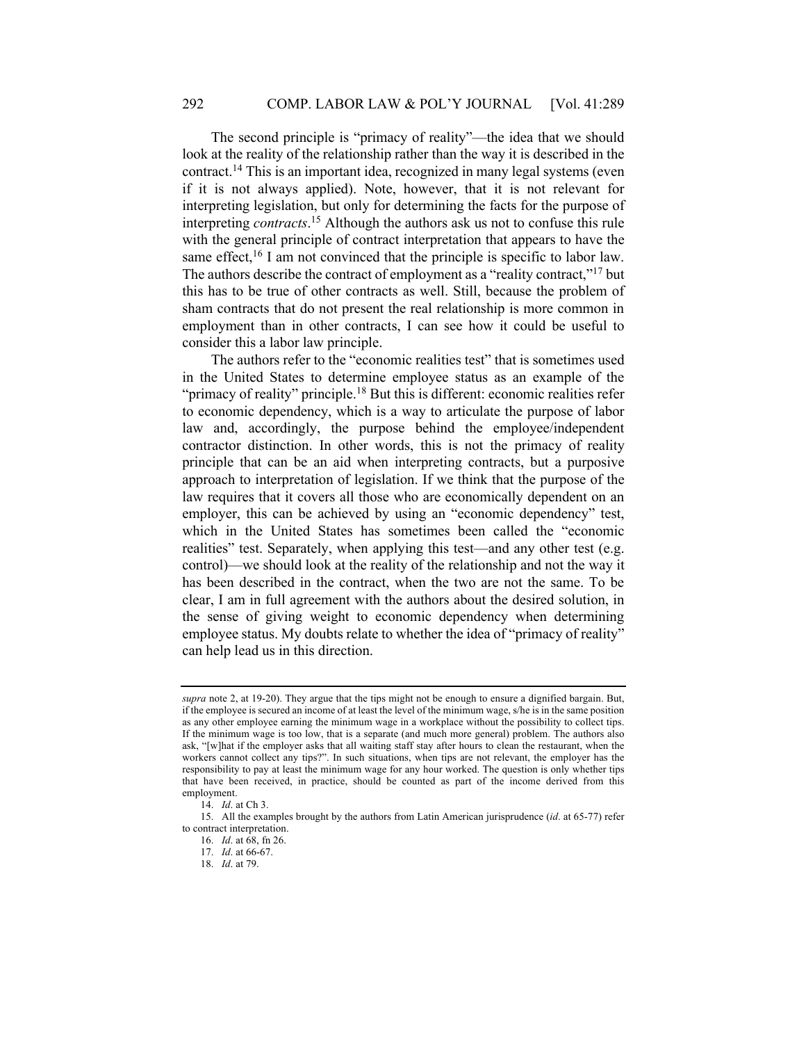The second principle is "primacy of reality"—the idea that we should look at the reality of the relationship rather than the way it is described in the contract.[14] This is an important idea, recognized in many legal systems (even if it is not always applied). Note, however, that it is not relevant for interpreting legislation, but only for determining the facts for the purpose of interpreting *contracts*.[15] Although the authors ask us not to confuse this rule with the general principle of contract interpretation that appears to have the same effect,[16] I am not convinced that the principle is specific to labor law. The authors describe the contract of employment as a "reality contract,"[17] but this has to be true of other contracts as well. Still, because the problem of sham contracts that do not present the real relationship is more common in employment than in other contracts, I can see how it could be useful to consider this a labor law principle.

The authors refer to the "economic realities test" that is sometimes used in the United States to determine employee status as an example of the "primacy of reality" principle.[18] But this is different: economic realities refer to economic dependency, which is a way to articulate the purpose of labor law and, accordingly, the purpose behind the employee/independent contractor distinction. In other words, this is not the primacy of reality principle that can be an aid when interpreting contracts, but a purposive approach to interpretation of legislation. If we think that the purpose of the law requires that it covers all those who are economically dependent on an employer, this can be achieved by using an "economic dependency" test, which in the United States has sometimes been called the "economic realities" test. Separately, when applying this test—and any other test (e.g. control)—we should look at the reality of the relationship and not the way it has been described in the contract, when the two are not the same. To be clear, I am in full agreement with the authors about the desired solution, in the sense of giving weight to economic dependency when determining employee status. My doubts relate to whether the idea of "primacy of reality" can help lead us in this direction.

---

*supra* note 2, at 19-20). They argue that the tips might not be enough to ensure a dignified bargain. But, if the employee is secured an income of at least the level of the minimum wage, s/he is in the same position as any other employee earning the minimum wage in a workplace without the possibility to collect tips. If the minimum wage is too low, that is a separate (and much more general) problem. The authors also ask, "[w]hat if the employer asks that all waiting staff stay after hours to clean the restaurant, when the workers cannot collect any tips?". In such situations, when tips are not relevant, the employer has the responsibility to pay at least the minimum wage for any hour worked. The question is only whether tips that have been received, in practice, should be counted as part of the income derived from this employment.

14. *Id*. at Ch 3.

15. All the examples brought by the authors from Latin American jurisprudence (*id*. at 65-77) refer to contract interpretation.

16. *Id*. at 68, fn 26.

17. *Id*. at 66-67.

18. *Id*. at 79.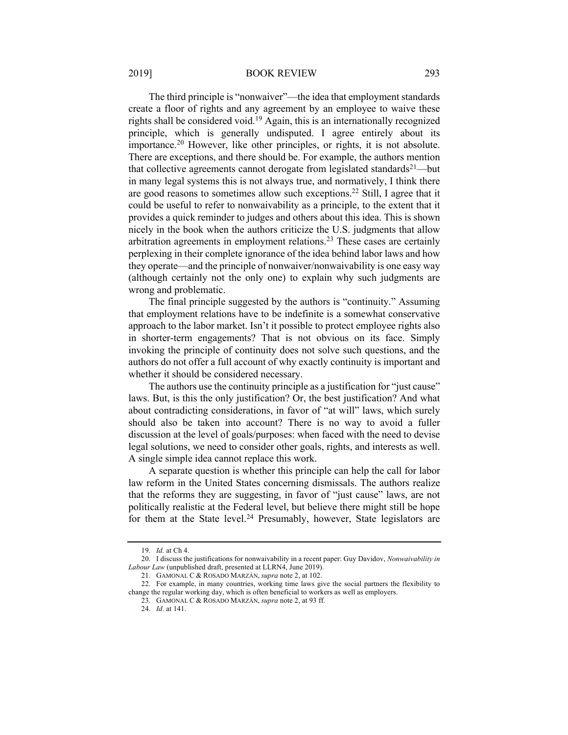The third principle is "nonwaiver"—the idea that employment standards create a floor of rights and any agreement by an employee to waive these rights shall be considered void.[19] Again, this is an internationally recognized principle, which is generally undisputed. I agree entirely about its importance.[20] However, like other principles, or rights, it is not absolute. There are exceptions, and there should be. For example, the authors mention that collective agreements cannot derogate from legislated standards[21]—but in many legal systems this is not always true, and normatively, I think there are good reasons to sometimes allow such exceptions.[22] Still, I agree that it could be useful to refer to nonwaivability as a principle, to the extent that it provides a quick reminder to judges and others about this idea. This is shown nicely in the book when the authors criticize the U.S. judgments that allow arbitration agreements in employment relations.[23] These cases are certainly perplexing in their complete ignorance of the idea behind labor laws and how they operate—and the principle of nonwaiver/nonwaivability is one easy way (although certainly not the only one) to explain why such judgments are wrong and problematic.

The final principle suggested by the authors is "continuity." Assuming that employment relations have to be indefinite is a somewhat conservative approach to the labor market. Isn't it possible to protect employee rights also in shorter-term engagements? That is not obvious on its face. Simply invoking the principle of continuity does not solve such questions, and the authors do not offer a full account of why exactly continuity is important and whether it should be considered necessary.

The authors use the continuity principle as a justification for "just cause" laws. But, is this the only justification? Or, the best justification? And what about contradicting considerations, in favor of "at will" laws, which surely should also be taken into account? There is no way to avoid a fuller discussion at the level of goals/purposes: when faced with the need to devise legal solutions, we need to consider other goals, rights, and interests as well. A single simple idea cannot replace this work.

A separate question is whether this principle can help the call for labor law reform in the United States concerning dismissals. The authors realize that the reforms they are suggesting, in favor of "just cause" laws, are not politically realistic at the Federal level, but believe there might still be hope for them at the State level.[24] Presumably, however, State legislators are

---

19. *Id*. at Ch 4.

20. I discuss the justifications for nonwaivability in a recent paper: Guy Davidov, *Nonwaivability in Labour Law* (unpublished draft, presented at LLRN4, June 2019).

21. GAMONAL C & ROSADO MARZÁN, *supra* note 2, at 102.

22. For example, in many countries, working time laws give the social partners the flexibility to change the regular working day, which is often beneficial to workers as well as employers.

23. GAMONAL C & ROSADO MARZÁN, *supra* note 2, at 93 ff.

24. *Id*. at 141.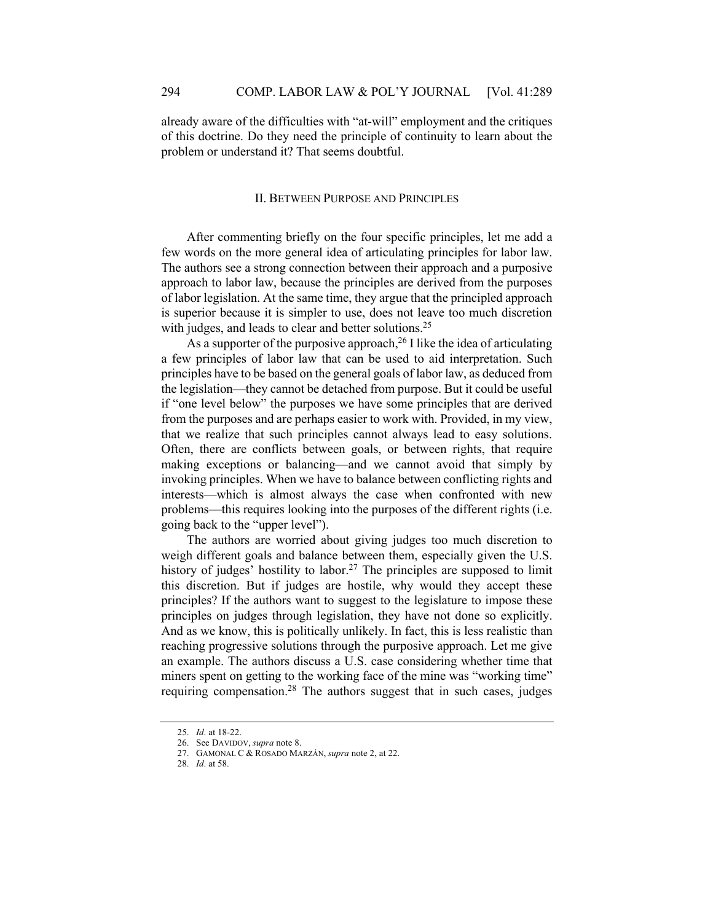already aware of the difficulties with "at-will" employment and the critiques of this doctrine. Do they need the principle of continuity to learn about the problem or understand it? That seems doubtful.

## II. BETWEEN PURPOSE AND PRINCIPLES

After commenting briefly on the four specific principles, let me add a few words on the more general idea of articulating principles for labor law. The authors see a strong connection between their approach and a purposive approach to labor law, because the principles are derived from the purposes of labor legislation. At the same time, they argue that the principled approach is superior because it is simpler to use, does not leave too much discretion with judges, and leads to clear and better solutions.[25]

As a supporter of the purposive approach,[26] I like the idea of articulating a few principles of labor law that can be used to aid interpretation. Such principles have to be based on the general goals of labor law, as deduced from the legislation—they cannot be detached from purpose. But it could be useful if "one level below" the purposes we have some principles that are derived from the purposes and are perhaps easier to work with. Provided, in my view, that we realize that such principles cannot always lead to easy solutions. Often, there are conflicts between goals, or between rights, that require making exceptions or balancing—and we cannot avoid that simply by invoking principles. When we have to balance between conflicting rights and interests—which is almost always the case when confronted with new problems—this requires looking into the purposes of the different rights (i.e. going back to the "upper level").

The authors are worried about giving judges too much discretion to weigh different goals and balance between them, especially given the U.S. history of judges' hostility to labor.[27] The principles are supposed to limit this discretion. But if judges are hostile, why would they accept these principles? If the authors want to suggest to the legislature to impose these principles on judges through legislation, they have not done so explicitly. And as we know, this is politically unlikely. In fact, this is less realistic than reaching progressive solutions through the purposive approach. Let me give an example. The authors discuss a U.S. case considering whether time that miners spent on getting to the working face of the mine was "working time" requiring compensation.[28] The authors suggest that in such cases, judges

---

25. *Id.* at 18-22.

26. See DAVIDOV, *supra* note 8.

27. GAMONAL C & ROSADO MARZÁN, *supra* note 2, at 22.

28. *Id.* at 58.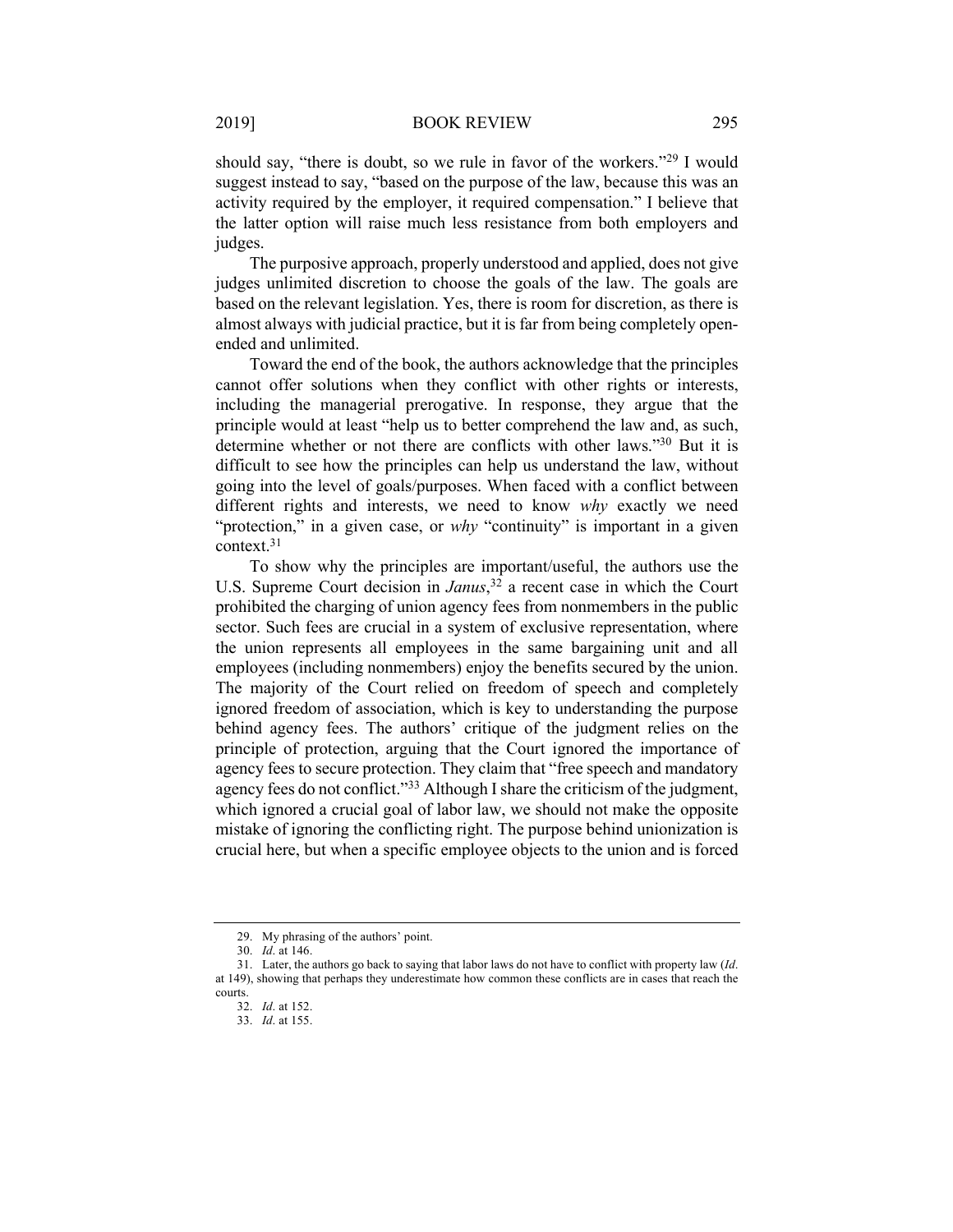should say, "there is doubt, so we rule in favor of the workers."[29] I would suggest instead to say, "based on the purpose of the law, because this was an activity required by the employer, it required compensation." I believe that the latter option will raise much less resistance from both employers and judges.

The purposive approach, properly understood and applied, does not give judges unlimited discretion to choose the goals of the law. The goals are based on the relevant legislation. Yes, there is room for discretion, as there is almost always with judicial practice, but it is far from being completely open-ended and unlimited.

Toward the end of the book, the authors acknowledge that the principles cannot offer solutions when they conflict with other rights or interests, including the managerial prerogative. In response, they argue that the principle would at least "help us to better comprehend the law and, as such, determine whether or not there are conflicts with other laws."[30] But it is difficult to see how the principles can help us understand the law, without going into the level of goals/purposes. When faced with a conflict between different rights and interests, we need to know *why* exactly we need "protection," in a given case, or *why* "continuity" is important in a given context.[31]

To show why the principles are important/useful, the authors use the U.S. Supreme Court decision in *Janus*,[32] a recent case in which the Court prohibited the charging of union agency fees from nonmembers in the public sector. Such fees are crucial in a system of exclusive representation, where the union represents all employees in the same bargaining unit and all employees (including nonmembers) enjoy the benefits secured by the union. The majority of the Court relied on freedom of speech and completely ignored freedom of association, which is key to understanding the purpose behind agency fees. The authors' critique of the judgment relies on the principle of protection, arguing that the Court ignored the importance of agency fees to secure protection. They claim that "free speech and mandatory agency fees do not conflict."[33] Although I share the criticism of the judgment, which ignored a crucial goal of labor law, we should not make the opposite mistake of ignoring the conflicting right. The purpose behind unionization is crucial here, but when a specific employee objects to the union and is forced

---

29. My phrasing of the authors' point.

30. *Id*. at 146.

31. Later, the authors go back to saying that labor laws do not have to conflict with property law (*Id*. at 149), showing that perhaps they underestimate how common these conflicts are in cases that reach the courts.

32. *Id*. at 152.

33. *Id*. at 155.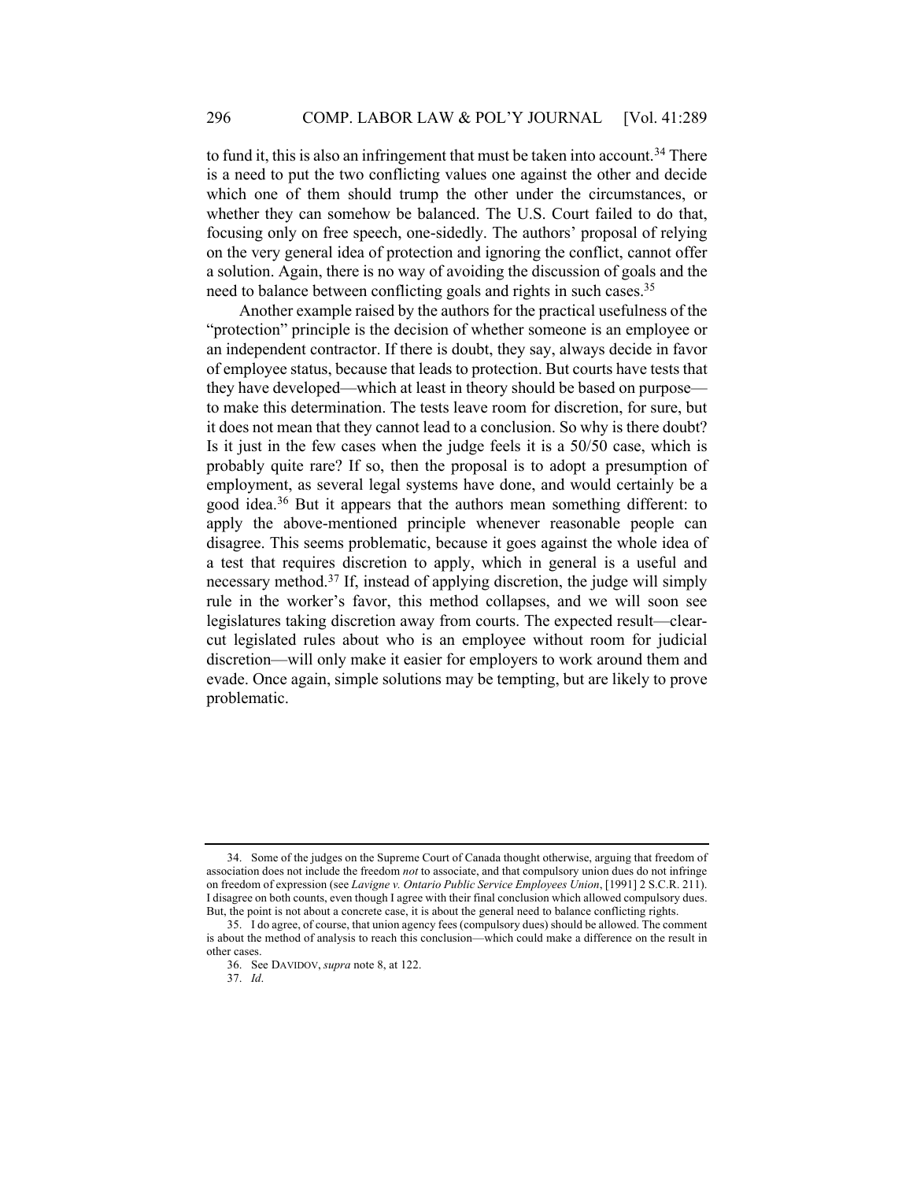to fund it, this is also an infringement that must be taken into account.[34] There is a need to put the two conflicting values one against the other and decide which one of them should trump the other under the circumstances, or whether they can somehow be balanced. The U.S. Court failed to do that, focusing only on free speech, one-sidedly. The authors' proposal of relying on the very general idea of protection and ignoring the conflict, cannot offer a solution. Again, there is no way of avoiding the discussion of goals and the need to balance between conflicting goals and rights in such cases.[35]

Another example raised by the authors for the practical usefulness of the "protection" principle is the decision of whether someone is an employee or an independent contractor. If there is doubt, they say, always decide in favor of employee status, because that leads to protection. But courts have tests that they have developed—which at least in theory should be based on purpose—to make this determination. The tests leave room for discretion, for sure, but it does not mean that they cannot lead to a conclusion. So why is there doubt? Is it just in the few cases when the judge feels it is a 50/50 case, which is probably quite rare? If so, then the proposal is to adopt a presumption of employment, as several legal systems have done, and would certainly be a good idea.[36] But it appears that the authors mean something different: to apply the above-mentioned principle whenever reasonable people can disagree. This seems problematic, because it goes against the whole idea of a test that requires discretion to apply, which in general is a useful and necessary method.[37] If, instead of applying discretion, the judge will simply rule in the worker's favor, this method collapses, and we will soon see legislatures taking discretion away from courts. The expected result—clear-cut legislated rules about who is an employee without room for judicial discretion—will only make it easier for employers to work around them and evade. Once again, simple solutions may be tempting, but are likely to prove problematic.

---

34. Some of the judges on the Supreme Court of Canada thought otherwise, arguing that freedom of association does not include the freedom *not* to associate, and that compulsory union dues do not infringe on freedom of expression (see *Lavigne v. Ontario Public Service Employees Union*, [1991] 2 S.C.R. 211). I disagree on both counts, even though I agree with their final conclusion which allowed compulsory dues. But, the point is not about a concrete case, it is about the general need to balance conflicting rights.

35. I do agree, of course, that union agency fees (compulsory dues) should be allowed. The comment is about the method of analysis to reach this conclusion—which could make a difference on the result in other cases.

36. See DAVIDOV, *supra* note 8, at 122.

37. *Id*.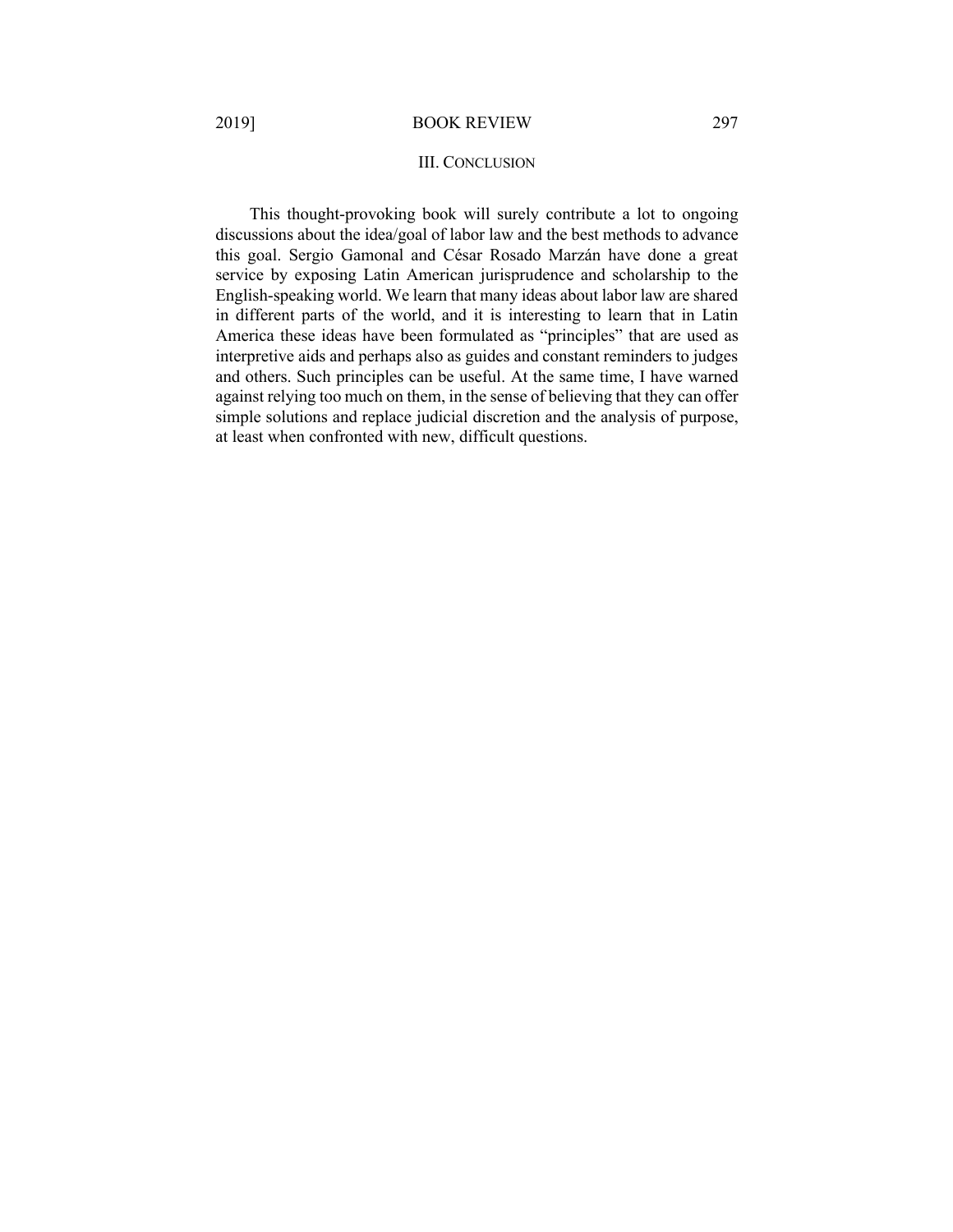## III. CONCLUSION

This thought-provoking book will surely contribute a lot to ongoing discussions about the idea/goal of labor law and the best methods to advance this goal. Sergio Gamonal and César Rosado Marzán have done a great service by exposing Latin American jurisprudence and scholarship to the English-speaking world. We learn that many ideas about labor law are shared in different parts of the world, and it is interesting to learn that in Latin America these ideas have been formulated as "principles" that are used as interpretive aids and perhaps also as guides and constant reminders to judges and others. Such principles can be useful. At the same time, I have warned against relying too much on them, in the sense of believing that they can offer simple solutions and replace judicial discretion and the analysis of purpose, at least when confronted with new, difficult questions.